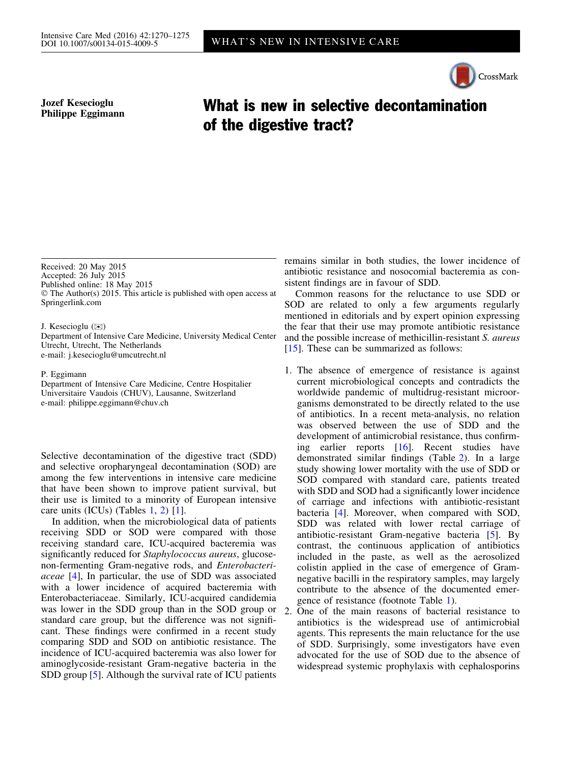Jozef Kesecioglu
Philippe Eggimann

# What is new in selective decontamination of the digestive tract?

Received: 20 May 2015
Accepted: 26 July 2015
Published online: 18 May 2015
© The Author(s) 2015. This article is published with open access at Springerlink.com

J. Kesecioglu (✉)
Department of Intensive Care Medicine, University Medical Center Utrecht, Utrecht, The Netherlands
e-mail: j.kesecioglu@umcutrecht.nl

P. Eggimann
Department of Intensive Care Medicine, Centre Hospitalier Universitaire Vaudois (CHUV), Lausanne, Switzerland
e-mail: philippe.eggimann@chuv.ch

Selective decontamination of the digestive tract (SDD) and selective oropharyngeal decontamination (SOD) are among the few interventions in intensive care medicine that have been shown to improve patient survival, but their use is limited to a minority of European intensive care units (ICUs) (Tables 1, 2) [1].

In addition, when the microbiological data of patients receiving SDD or SOD were compared with those receiving standard care, ICU-acquired bacteremia was significantly reduced for *Staphylococcus aureus*, glucose-non-fermenting Gram-negative rods, and *Enterobacteriaceae* [4], In particular, the use of SDD was associated with a lower incidence of acquired bacteremia with Enterobacteriaceae. Similarly, ICU-acquired candidemia was lower in the SDD group than in the SOD group or standard care group, but the difference was not significant. These findings were confirmed in a recent study comparing SDD and SOD on antibiotic resistance. The incidence of ICU-acquired bacteremia was also lower for aminoglycoside-resistant Gram-negative bacteria in the SDD group [5]. Although the survival rate of ICU patients remains similar in both studies, the lower incidence of antibiotic resistance and nosocomial bacteremia as consistent findings are in favour of SDD.

Common reasons for the reluctance to use SDD or SOD are related to only a few arguments regularly mentioned in editorials and by expert opinion expressing the fear that their use may promote antibiotic resistance and the possible increase of methicillin-resistant *S. aureus* [15]. These can be summarized as follows:

1. The absence of emergence of resistance is against current microbiological concepts and contradicts the worldwide pandemic of multidrug-resistant microorganisms demonstrated to be directly related to the use of antibiotics. In a recent meta-analysis, no relation was observed between the use of SDD and the development of antimicrobial resistance, thus confirming earlier reports [16]. Recent studies have demonstrated similar findings (Table 2). In a large study showing lower mortality with the use of SDD or SOD compared with standard care, patients treated with SDD and SOD had a significantly lower incidence of carriage and infections with antibiotic-resistant bacteria [4]. Moreover, when compared with SOD, SDD was related with lower rectal carriage of antibiotic-resistant Gram-negative bacteria [5]. By contrast, the continuous application of antibiotics included in the paste, as well as the aerosolized colistin applied in the case of emergence of Gram-negative bacilli in the respiratory samples, may largely contribute to the absence of the documented emergence of resistance (footnote Table 1).
2. One of the main reasons of bacterial resistance to antibiotics is the widespread use of antimicrobial agents. This represents the main reluctance for the use of SDD. Surprisingly, some investigators have even advocated for the use of SOD due to the absence of widespread systemic prophylaxis with cephalosporins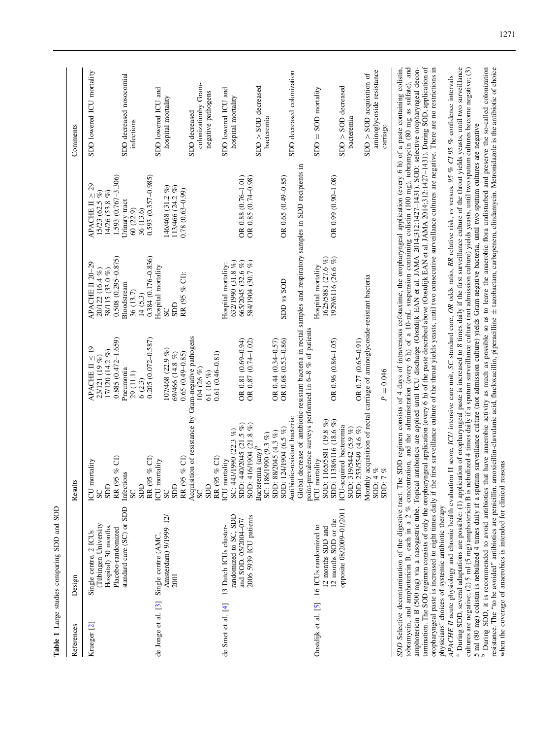**Table 1** Large studies comparing SDD and SOD

| References | Design | Results | | | | Comments |
|---|---|---|---|---|---|---|
| Krueger [2] | Single centre, 2 ICUs (Tübingen University Hospital) 30 months. Placebo-randomized standard care (SC) or SDD | ICU mortality<br>SC<br>SDD<br>RR (95 % CI) | APACHE II ≤ 19<br>23/121 (19 %)<br>17/120 (14.2 %)<br>0.885 (0.472–1.659) | APACHE II 20–29<br>20/122 (16.4 %)<br>38/115 (33.0 %)<br>0.508 (0.295–0.875) | APACHE II ≥ 29<br>15/23 (62.5 %)<br>14/26 (53.8 %)<br>1.593 (0.767–3.306) | SDD lowered ICU mortality |
| | | Infections<br>SC<br>SDD<br>RR (95 % CI) | Pneumonia<br>29 (11.1)<br>6 (2.3)<br>0.205 (0.072–0.587) | Bloodstream<br>36 (13.7)<br>14 (5.3)<br>0.384 (0.176–0.836) | Urinary tract<br>60 (22.9)<br>36 (13.6)<br>0.593 (0.357–0.985) | SDD decreased nosocomial infections |
| de Jonge et al. [3] | Single centre (AMC, Amsterdam) 9/1999–12/2001 | ICU mortality<br>SC<br>SDD<br>RR (95 % CI) | <br>107/468 (22.9 %)<br>69/466 (14.8 %)<br>0.65 (0.49–0.85) | Hospital mortality<br>SC<br>SDD<br>RR (95 % CI): | <br>146/468 (31.2 %)<br>113/466 (24.2 %)<br>0.78 (0.63–0.99) | SDD lowered ICU and hospital mortality |
| | | Acquisition of resistance by Gram-negative pathogens<br>SC<br>SDD<br>RR (95 % CI) | <br>104 (26 %)<br>61 (16 %)<br>0.61 (0.46–0.81) | | | SDD decreased colonizationby Gram-negative pathogens |
| de Smet et al. [4] | 13 Dutch ICUs cluster-randomized to SC, SDD and SOD. 05/2004–07/2006 5939 ICU patients | ICU mortality<br>SC: 443/1990 (22.3 %)<br>SDD: 440/2045 (21.5 %)<br>SOD: 416/1904 (21.8 %) | <br><br>OR 0.81 (0.69–0.94)<br>OR 0.87 (0.74–1.02) | Hospital mortality:<br>632/1990 (31.8 %)<br>665/2045 (32.6 %)<br>584/1904 (30.7 %) | <br><br>OR 0.88 (0.76–1.01)<br>OR 0.85 (0.74–0.98) | SDD lowered ICU and hospital mortality |
| | | Bacteremia (any)[b]<br>SC: 186/1990 (9.3 %)<br>SDD: 88/2045 (4.3 %)<br>SOD: 124/1904 (6.5 %) | <br><br>OR 0.44 (0.34–0.57)<br>OR 0.68 (0.53–0.86) | | | SDD > SOD decreased bacteremia |
| | | Antibiotic-resistant bacteria: | | SDD vs SOD | OR 0.65 (0.49–0.85) | SDD decreased colonization |
| | | Global decrease of antibiotic-resistant bacteria in rectal samples and respiratory samples in SDD recipients in point-prevalence surveys performed in 6–8 % of patients | | | | |
| Oostdijk et al. [5] | 16 ICUs randomized to 12 months SDD and 12 months SOD or the opposite 08/2009–01/2011 | ICU mortality<br>SOD: 1165/5881 (19.8 %)<br>SDD: 1138/6116 (18.6 %) | <br><br>OR 0.96 (0.86–1.05) | Hospital mortality<br>1625/5881 (27.6 %)<br>1929/6116 (26.6 %) | <br><br>OR 0.99 (0.90–1.08) | SDD = SOD mortality |
| | | ICU-acquired bacteremia<br>SOD: 319/5442 (5.9 %)<br>SDD: 253/5549 (4.6 %) | <br><br>OR 0.77 (0.65–0.91) | | | SDD > SOD decreased bacteremia |
| | | Monthly acquisition of rectal carriage of aminoglycoside-resistant bacteria<br>SOD: 4 %<br>SDD: 7 % | <br><br>$P = 0.046$ | | | SDD > SOD acquisition of aminoglycoside resistance carriage |

*SDD* Selective decontamination of the digestive tract. The SDD regimen consists of 4 days of intravenous cefotaxime, the oropharyngeal application (every 6 h) of a paste containing colistin, tobramycin, and amphotericin B, each in a 2 % concentration, and the administration (every 6 h) of a 10-mL suspension containing colistin (100 mg), tobramycin (80 mg as sulfate), and amphotericin B (500 mg) via a nasogastric tube. Topical antibiotics are applied until ICU discharge (Oostdijk EAN et al. JAMA 2014;312:1427–1431). SOD: selective oropharyngeal decontamination. The SOD regimen consists of only the oropharyngeal application (every 6 h) of the paste described above (Oostdijk EAN et al. JAMA 2014;312:1427–1431). During SOD, application of oropharyngeal paste is increased to eight times daily if the first surveillance culture of the throat yields yeasts, until two consecutive surveillance cultures are negative. There are no restrictions in physicians' choices of systemic antibiotic therapy

*APACHE II* acute physiology and chronic health evaluation II score, *ICU* intensive care unit, *SC* standard care, *OR* odds ratio, *RR* relative risk, *vs* versus, *95 % CI* 95 % confidence intervals

[a] During SDD, several adaptations are possible: (1) application of oropharyngeal paste is increased to 8 times daily if the first surveillance culture of the throat yields yeasts, until two surveillance cultures are negative; (2) 5 ml (5 mg) amphotericin B is nebulized 4 times daily if a sputum surveillance culture (not admission culture) yields yeasts, until two sputum cultures become negative; (3) 5 ml (80 mg) colistin is nebulized 4 times daily if a sputum surveillance culture (not admission culture) yields Gram-negative bacteria, until two sputum cultures are negative

[b] During SDD, it is recommended to avoid antibiotics that have anaerobic activity as much as possible so as to leave the anaerobic flora undisturbed and preserve the so-called colonization resistance. The "to be avoided" antibiotics are penicillin, amoxicillin-clavulanic acid, flucloxacillin, piperacilline ± tazobactam, carbapenem, clindamycin. Metronidazole is the antibiotic of choice when the coverage of anaerobics is intended for clinical reasons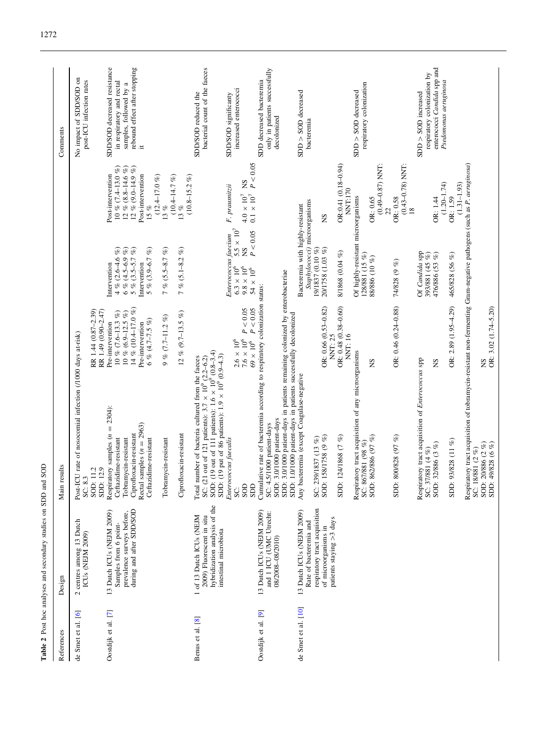**Table 2** Post hoc analyses and secondary studies on SDD and SOD

| References | Design | Main results | | | Comments |
|---|---|---|---|---|---|
| de Smet et al. [6] | 2 centres among 13 Dutch ICUs (NEJM 2009) | Post-ICU rate of nosocomial infection (/1000 days at-risk) | | | No impact of SDD/SOD on post-ICU infection rates |
| | | SC: 8.3 | | | |
| | | SOD: 11.2 | RR 1.44 (0.87–2.39) | | |
| | | SDD: 12.9 | RR 1.49 (0.90–2.47) | | |
| Oostdijk et al. [7] | 13 Dutch ICUs (NEJM 2009) Samples from 6 point-prevalence surveys before, during and after SDD/SOD | Respiratory samples ($n = 2304$): | Pre-intervention | Intervention | Post-intervention | SDD/SOD decreased resistance in respiratory and rectal samples, followed by a rebound effect after stopping it |
| | | Ceftazidime-resistant | 10 % (7.6–13.3 %) | 4 % (2.6–4.6 %) | 10 % (7.4–13.0 %) | |
| | | Tobramycin-resistant | 10 % (6.9–12.5 %) | 6 % (4.5–6.9 %) | 12 % (8.8–14.6 %) | |
| | | Ciprofloxacin-resistant | 14 % (10.4–17.0 %) | 5 % (3.5–5.7 %) | 12 % (9.0–14.9 %) | |
| | | Rectal samples ($n = 2963$) | Pre-intervention | Intervention | Post-intervention | |
| | | Ceftazidime-resistant | 6 % (4.7–7.5 %) | 5 % (3.9–6.7 %) | 15 % (12.4–17.0 %) | |
| | | Tobramycin-resistant | 9 % (7.7–11.2 %) | 7 % (5.5–8.7 %) | 13 % (10.4–14.7 %) | |
| | | Ciprofloxacin-resistant | 12 % (9.7–13.5 %) | 7 % (5.1–8.2 %) | 13 % (10.8–15.2 %) | |
| Benus et al. [8] | 1 of 13 Dutch ICUs (NEJM 2009) Fluorescent in situ hybridization analysis of the intestinal microbiota | Total number of bacteria cultured from the faeces | | | | SDD/SOD reduced the bacterial count of the faeces |
| | | SC: (21 out of 121 patients): $3.7 \times 10^9$ (2.2–6.2) | | | | |
| | | SOD: (19 out of 111 patients): $1.6 \times 10^9$ (0.8–3.4) | | | | |
| | | SDD: (19 out of 86 patients): $1.9 \times 10^9$ (0.9–4.3) | | | | |
| | | *Enterococcus faecalis* | | *Enterococcus faecium* | *F. prausnitzii* | SDD/SOD significanty increased enterococci |
| | | SC: | $2.6 \times 10^6$ | $6.3 \times 10^6$ $5.5 \times 10^7$ | | |
| | | SOD | $7.6 \times 10^6$ $P < 0.05$ | $9.8 \times 10^6$ NS | $4.0 \times 10^7$ NS | |
| | | SDD | $69 \times 10^6$ $P < 0.05$ | $54 \times 10^6$ $P < 0.05$ | $0.1 \times 10^7$ $P < 0.05$ | |
| Oostdijk et al. [9] | 13 Dutch ICUs (NEJM 2009) and 1 ICU (UMC Utrecht: 08/2008–08/2010) | Cumulative rate of bacteremia according to respiratory colonization status: | | | | SDD decreased bacteremia only in patients successfully decolonized |
| | | SC: 4.5/1000 patient-days | | | | |
| | | SOD: 3.0/1000 patient-days | | | | |
| | | SDD: 3.0/1000 patient-days in patients remaining colonized by enterobacteriae | | | | |
| | | SDD: 1.0/1000 patient-days in patients successfully decolonized | | | | |
| de Smet et al. [10] | 13 Dutch ICUs (NEJM 2009) Rate of bacteremia and respiratory tract acquisition of microorganisms in patients staying >3 days | Any bacteremia (except Coagulase-negative | | Bacteremia with highly-resistant *Staphylococci*) microorganisms | | SDD > SOD decreased bacteremia |
| | | SC: 239/1837 (13 %) | | 19/1837 (0.10 %) | | |
| | | SOD: 158/1758 (9 %) | OR: 0.66 (0.53–0.82) NNT: 25 | 20/1758 (1.03 %) | NS | |
| | | SDD: 124/1868 (7 %) | OR: 0.48 (0.38–0.60) NNT: 16 | 8/1868 (0.04 %) | OR:0.41 (0.18–0.94) NNT:170 | |
| | | Respiratory tract acquisition of any microorganisms | | Of highly-resistant microorganisms | | SDD > SOD decreased respiratory colonization |
| | | SC: 867/881 (98 %) | | 128/881 (15 %) | | |
| | | SOD: 862/886 (97 %) | NS | 88/886 (10 %) | OR: 0.65 (0.49–0.87) NNT: 22 | |
| | | SDD: 800/828 (97 %) | OR: 0.46 (0.24–0.88) | 74/828 (9 %) | OR: 0.58 (0.43–0.78) NNT: 18 | |
| | | Respiratory tract acquisition of *Enterococcus* spp | | Of *Candida* spp | | SDD > SOD increased respiratory colonization by enterococci *Candida* spp and *Pseudomonas aeruginosa* |
| | | SC: 37/881 (4 %) | | 393/881 (45 %) | | |
| | | SOD: 32/886 (3 %) | NS | 476/886 (53 %) | OR: 1.44 (1.20–1.74) | |
| | | SDD: 93/828 (11 %) | OR: 2.89 (1.95–4.29) | 465/828 (56 %) | OR: 1.59 (1.31–1.93) | |
| | | Respiratory tract acquisition of tobramycin-resistant non-fermenting Gram-negative pathogens (such as *P. aeruginosa*) | | | | |
| | | SC: 18/881 (2 %) | | | | |
| | | SOD: 20/886 (2 %) | NS | | | |
| | | SDD: 49/828 (6 %) | OR: 3.02 (1.74–5.20) | | | |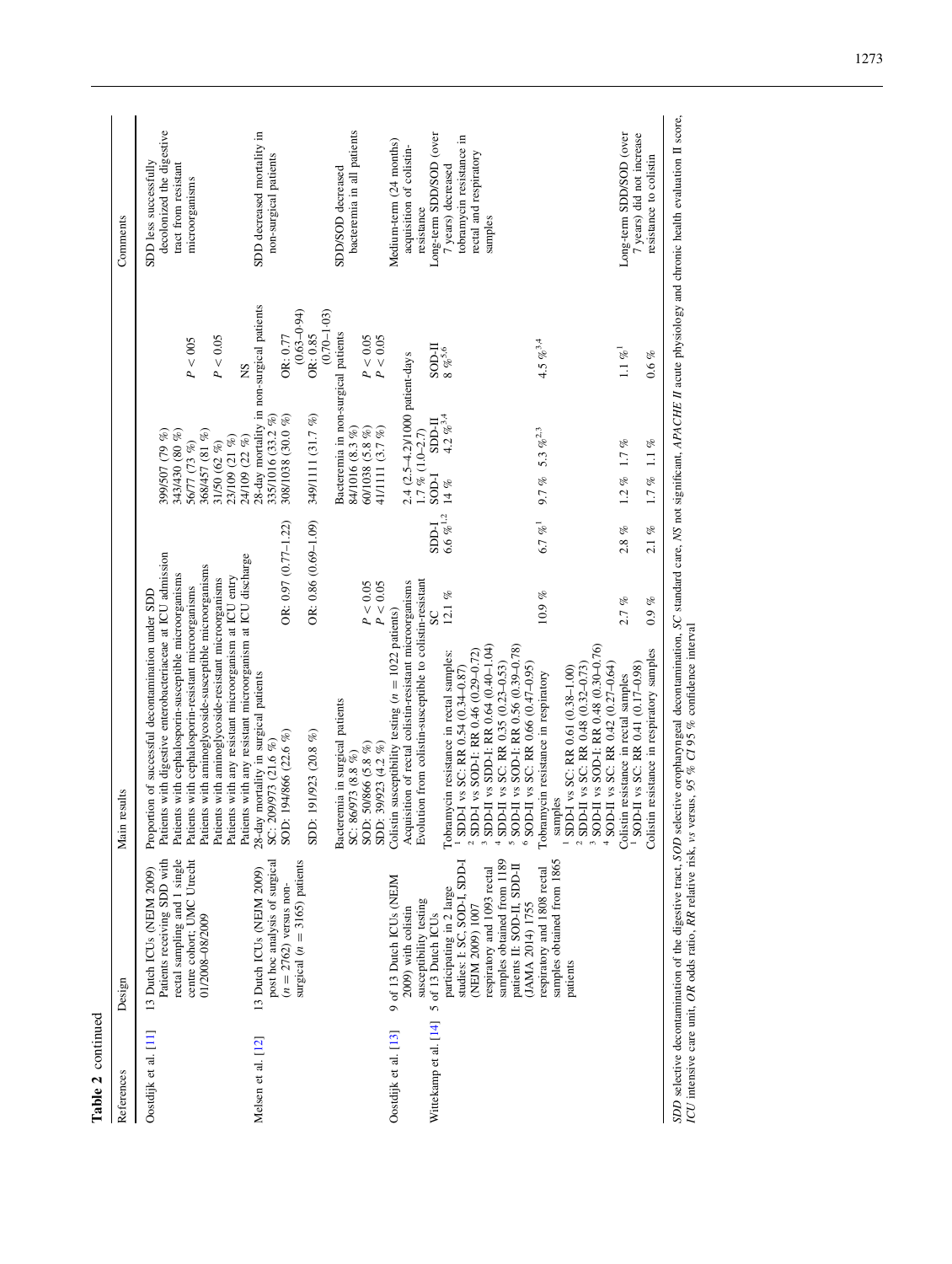**Table 2** continued

| References | Design | Main results | | | | | Comments |
|---|---|---|---|---|---|---|---|
| Oostdijk et al. [11] | 13 Dutch ICUs (NEJM 2009) Patients receiving SDD with rectal sampling and 1 single centre cohort; UMC Utrecht 01/2008–08/2009 | Proportion of successful decontamination under SDD | | | | | SDD less successfully decolonized the digestive tract from resistant microorganisms |
| | | Patients with digestive enterobacteriaceae at ICU admission | | | | | |
| | | Patients with cephalosporin-susceptible microorganisms | | 399/507 (79 %) | | | |
| | | Patients with cephalosporin-resistant microorganisms | | 343/430 (80 %) | | | |
| | | | | 56/77 (73 %) | | $P < 005$ | |
| | | Patients with aminoglycoside-susceptible microorganisms | | 368/457 (81 %) | | | |
| | | Patients with aminoglycoside-resistant microorganisms | | 31/50 (62 %) | | $P < 0.05$ | |
| | | Patients with any resistant microorganism at ICU entry | | 23/109 (21 %) | | | |
| | | Patients with any resistant microorganism at ICU discharge | | 24/109 (22 %) | | NS | |
| Melsen et al. [12] | 13 Dutch ICUs (NEJM 2009) post hoc analysis of surgical ($n = 2762$) versus non-surgical ($n = 3165$) patients | 28-day mortality in surgical patients | | 28-day mortality in non-surgical patients | | | SDD decreased mortality in non-surgical patients |
| | | SC: 209/973 (21.6 %) | | 335/1016 (33.2 %) | | | |
| | | SOD: 194/866 (22.6 %) | OR: 0.97 (0.77–1.22) | 308/1038 (30.0 %) | | OR: 0.77 (0.63–0.94) | |
| | | SDD: 191/923 (20.8 %) | OR: 0.86 (0.69–1.09) | 349/1111 (31.7 %) | | OR: 0.85 (0.70–1.03) | |
| | | Bacteremia in surgical patients | | Bacteremia in non-surgical patients | | | SDD/SOD decreased bacteremia in all patients |
| | | SC: 86/973 (8.8 %) | | 84/1016 (8.3 %) | | | |
| | | SOD: 50/866 (5.8 %) | $P < 0.05$ | 60/1038 (5.8 %) | | $P < 0.05$ | |
| | | SDD: 39/923 (4.2 %) | $P < 0.05$ | 41/1111 (3.7 %) | | $P < 0.05$ | |
| Oostdijk et al. [13] | 9 of 13 Dutch ICUs (NEJM 2009) with colistin susceptibility testing | Colistin susceptibility testing ($n = 1022$ patients) | | | | | Medium-term (24 months) acquisition of colistin-resistance |
| | | Acquisition of rectal colistin-resistant microorganisms | | 2.4 (2.5–4.2)/1000 patient-days | | | |
| | | Evolution from colistin-susceptible to colistin-resistant | | 1.7 % (1.0–2.7) | | | |
| Wittekamp et al. [14] | 5 of 13 Dutch ICUs participating in 2 large studies: I: SC, SOD-I, SDD-I (NEJM 2009) 1007 respiratory and 1093 rectal samples obtained from 1189 patients II: SOD-II, SDD-II (JAMA 2014) 1755 respiratory and 1808 rectal samples obtained from 1865 patients | | SC | SDD-I | SOD-I | SDD-II | SOD-II | Long-term SDD/SOD (over 7 years) decreased tobramycin resistance in rectal and respiratory samples |
| | | Tobramycin resistance in rectal samples: | 12.1 % | 6.6 %[1,2] | 14 % | 4.2 %[3,4] | 8 %[5,6] | |
| | | [1] SDD-I vs SC: RR 0.54 (0.34–0.87) | | | | | | |
| | | [2] SDD-I vs SOD-I: RR 0.46 (0.29–0.72) | | | | | | |
| | | [3] SDD-II vs SDD-I: RR 0.64 (0.40–1.04) | | | | | | |
| | | [4] SDD-II vs SC: RR 0.35 (0.23–0.53) | | | | | | |
| | | [5] SOD-II vs SOD-I: RR 0.56 (0.39–0.78) | | | | | | |
| | | [6] SOD-II vs SC: RR 0.66 (0.47–0.95) | | | | | | |
| | | Tobramycin resistance in respiratory samples | 10.9 % | 6.7 %[1] | 9.7 % | 5.3 %[2,3] | 4.5 %[3,4] | |
| | | [1] SDD-I vs SC: RR 0.61 (0.38–1.00) | | | | | | |
| | | [2] SDD-II vs SC: RR 0.48 (0.32–0.73) | | | | | | |
| | | [3] SOD-II vs SOD-I: RR 0.48 (0.30–0.76) | | | | | | |
| | | [4] SOD-II vs SC: RR 0.42 (0.27–0.64) | | | | | | |
| | | Colistin resistance in rectal samples | 2.7 % | 2.8 % | 1.2 % | 1.7 % | 1.1 %[1] | Long-term SDD/SOD (over 7 years) did not increase resistance to colistin |
| | | [1] SOD-II vs SC: RR 0.41 (0.17–0.98) | | | | | | |
| | | Colistin resistance in respiratory samples | 0.9 % | 2.1 % | 1.7 % | 1.1 % | 0.6 % | |

*SDD* selective decontamination of the digestive tract, *SOD* selective oropharyngeal decontamination, *SC* standard care, *NS* not significant, *APACHE II* acute physiology and chronic health evaluation II score, *ICU* intensive care unit, *OR* odds ratio, *RR* relative risk, *vs* versus, *95 % CI* 95 % confidence interval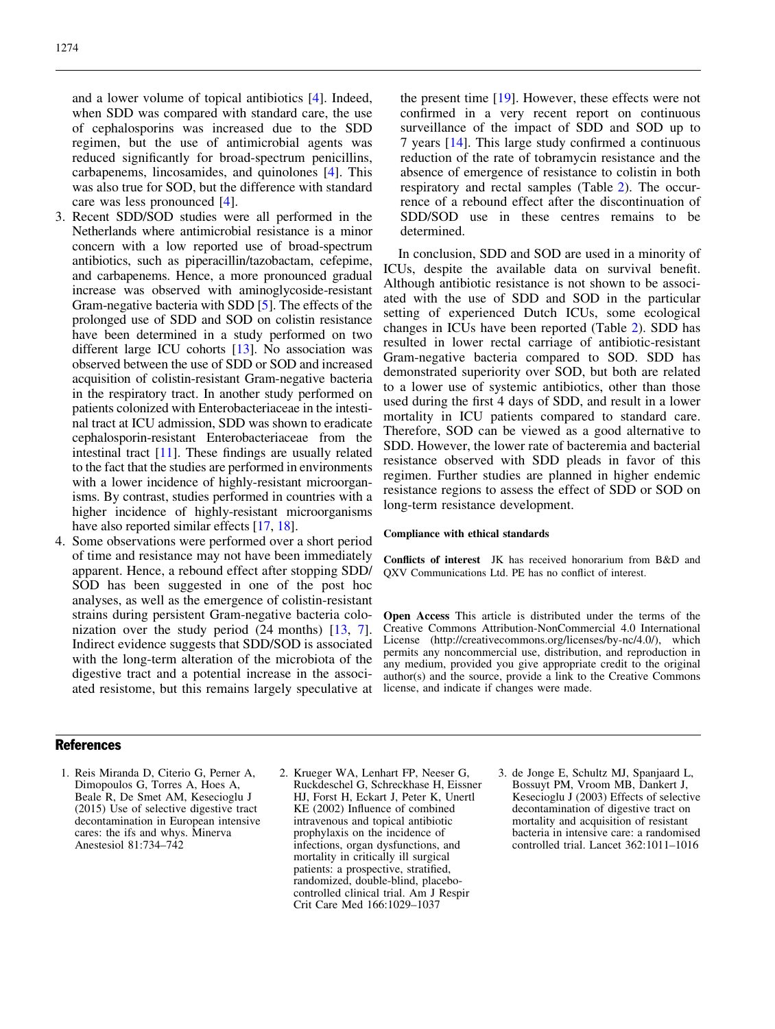and a lower volume of topical antibiotics [4]. Indeed, when SDD was compared with standard care, the use of cephalosporins was increased due to the SDD regimen, but the use of antimicrobial agents was reduced significantly for broad-spectrum penicillins, carbapenems, lincosamides, and quinolones [4]. This was also true for SOD, but the difference with standard care was less pronounced [4].

3. Recent SDD/SOD studies were all performed in the Netherlands where antimicrobial resistance is a minor concern with a low reported use of broad-spectrum antibiotics, such as piperacillin/tazobactam, cefepime, and carbapenems. Hence, a more pronounced gradual increase was observed with aminoglycoside-resistant Gram-negative bacteria with SDD [5]. The effects of the prolonged use of SDD and SOD on colistin resistance have been determined in a study performed on two different large ICU cohorts [13]. No association was observed between the use of SDD or SOD and increased acquisition of colistin-resistant Gram-negative bacteria in the respiratory tract. In another study performed on patients colonized with Enterobacteriaceae in the intestinal tract at ICU admission, SDD was shown to eradicate cephalosporin-resistant Enterobacteriaceae from the intestinal tract [11]. These findings are usually related to the fact that the studies are performed in environments with a lower incidence of highly-resistant microorganisms. By contrast, studies performed in countries with a higher incidence of highly-resistant microorganisms have also reported similar effects [17, 18].
4. Some observations were performed over a short period of time and resistance may not have been immediately apparent. Hence, a rebound effect after stopping SDD/SOD has been suggested in one of the post hoc analyses, as well as the emergence of colistin-resistant strains during persistent Gram-negative bacteria colonization over the study period (24 months) [13, 7]. Indirect evidence suggests that SDD/SOD is associated with the long-term alteration of the microbiota of the digestive tract and a potential increase in the associated resistome, but this remains largely speculative at the present time [19]. However, these effects were not confirmed in a very recent report on continuous surveillance of the impact of SDD and SOD up to 7 years [14]. This large study confirmed a continuous reduction of the rate of tobramycin resistance and the absence of emergence of resistance to colistin in both respiratory and rectal samples (Table 2). The occurrence of a rebound effect after the discontinuation of SDD/SOD use in these centres remains to be determined.

In conclusion, SDD and SOD are used in a minority of ICUs, despite the available data on survival benefit. Although antibiotic resistance is not shown to be associated with the use of SDD and SOD in the particular setting of experienced Dutch ICUs, some ecological changes in ICUs have been reported (Table 2). SDD has resulted in lower rectal carriage of antibiotic-resistant Gram-negative bacteria compared to SOD. SDD has demonstrated superiority over SOD, but both are related to a lower use of systemic antibiotics, other than those used during the first 4 days of SDD, and result in a lower mortality in ICU patients compared to standard care. Therefore, SOD can be viewed as a good alternative to SDD. However, the lower rate of bacteremia and bacterial resistance observed with SDD pleads in favor of this regimen. Further studies are planned in higher endemic resistance regions to assess the effect of SDD or SOD on long-term resistance development.

#### Compliance with ethical standards

**Conflicts of interest** JK has received honorarium from B&D and QXV Communications Ltd. PE has no conflict of interest.

**Open Access** This article is distributed under the terms of the Creative Commons Attribution-NonCommercial 4.0 International License (http://creativecommons.org/licenses/by-nc/4.0/), which permits any noncommercial use, distribution, and reproduction in any medium, provided you give appropriate credit to the original author(s) and the source, provide a link to the Creative Commons license, and indicate if changes were made.

## References

1. Reis Miranda D, Citerio G, Perner A, Dimopoulos G, Torres A, Hoes A, Beale R, De Smet AM, Kesecioglu J (2015) Use of selective digestive tract decontamination in European intensive cares: the ifs and whys. Minerva Anestesiol 81:734–742
2. Krueger WA, Lenhart FP, Neeser G, Ruckdeschel G, Schreckhase H, Eissner HJ, Forst H, Eckart J, Peter K, Unertl KE (2002) Influence of combined intravenous and topical antibiotic prophylaxis on the incidence of infections, organ dysfunctions, and mortality in critically ill surgical patients: a prospective, stratified, randomized, double-blind, placebo-controlled clinical trial. Am J Respir Crit Care Med 166:1029–1037
3. de Jonge E, Schultz MJ, Spanjaard L, Bossuyt PM, Vroom MB, Dankert J, Kesecioglu J (2003) Effects of selective decontamination of digestive tract on mortality and acquisition of resistant bacteria in intensive care: a randomised controlled trial. Lancet 362:1011–1016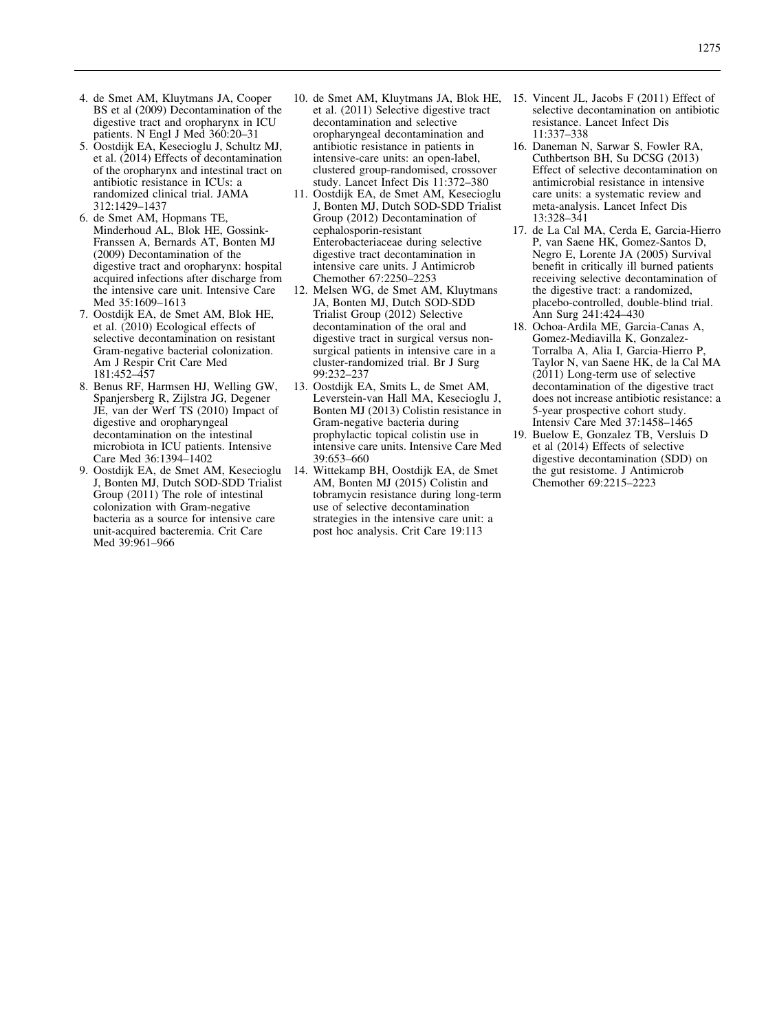4. de Smet AM, Kluytmans JA, Cooper BS et al (2009) Decontamination of the digestive tract and oropharynx in ICU patients. N Engl J Med 360:20–31
5. Oostdijk EA, Kesecioglu J, Schultz MJ, et al. (2014) Effects of decontamination of the oropharynx and intestinal tract on antibiotic resistance in ICUs: a randomized clinical trial. JAMA 312:1429–1437
6. de Smet AM, Hopmans TE, Minderhoud AL, Blok HE, Gossink-Franssen A, Bernards AT, Bonten MJ (2009) Decontamination of the digestive tract and oropharynx: hospital acquired infections after discharge from the intensive care unit. Intensive Care Med 35:1609–1613
7. Oostdijk EA, de Smet AM, Blok HE, et al. (2010) Ecological effects of selective decontamination on resistant Gram-negative bacterial colonization. Am J Respir Crit Care Med 181:452–457
8. Benus RF, Harmsen HJ, Welling GW, Spanjersberg R, Zijlstra JG, Degener JE, van der Werf TS (2010) Impact of digestive and oropharyngeal decontamination on the intestinal microbiota in ICU patients. Intensive Care Med 36:1394–1402
9. Oostdijk EA, de Smet AM, Kesecioglu J, Bonten MJ, Dutch SOD-SDD Trialist Group (2011) The role of intestinal colonization with Gram-negative bacteria as a source for intensive care unit-acquired bacteremia. Crit Care Med 39:961–966
10. de Smet AM, Kluytmans JA, Blok HE, et al. (2011) Selective digestive tract decontamination and selective oropharyngeal decontamination and antibiotic resistance in patients in intensive-care units: an open-label, clustered group-randomised, crossover study. Lancet Infect Dis 11:372–380
11. Oostdijk EA, de Smet AM, Kesecioglu J, Bonten MJ, Dutch SOD-SDD Trialist Group (2012) Decontamination of cephalosporin-resistant Enterobacteriaceae during selective digestive tract decontamination in intensive care units. J Antimicrob Chemother 67:2250–2253
12. Melsen WG, de Smet AM, Kluytmans JA, Bonten MJ, Dutch SOD-SDD Trialist Group (2012) Selective decontamination of the oral and digestive tract in surgical versus non-surgical patients in intensive care in a cluster-randomized trial. Br J Surg 99:232–237
13. Oostdijk EA, Smits L, de Smet AM, Leverstein-van Hall MA, Kesecioglu J, Bonten MJ (2013) Colistin resistance in Gram-negative bacteria during prophylactic topical colistin use in intensive care units. Intensive Care Med 39:653–660
14. Wittekamp BH, Oostdijk EA, de Smet AM, Bonten MJ (2015) Colistin and tobramycin resistance during long-term use of selective decontamination strategies in the intensive care unit: a post hoc analysis. Crit Care 19:113
15. Vincent JL, Jacobs F (2011) Effect of selective decontamination on antibiotic resistance. Lancet Infect Dis 11:337–338
16. Daneman N, Sarwar S, Fowler RA, Cuthbertson BH, Su DCSG (2013) Effect of selective decontamination on antimicrobial resistance in intensive care units: a systematic review and meta-analysis. Lancet Infect Dis 13:328–341
17. de La Cal MA, Cerda E, Garcia-Hierro P, van Saene HK, Gomez-Santos D, Negro E, Lorente JA (2005) Survival benefit in critically ill burned patients receiving selective decontamination of the digestive tract: a randomized, placebo-controlled, double-blind trial. Ann Surg 241:424–430
18. Ochoa-Ardila ME, Garcia-Canas A, Gomez-Mediavilla K, Gonzalez-Torralba A, Alia I, Garcia-Hierro P, Taylor N, van Saene HK, de la Cal MA (2011) Long-term use of selective decontamination of the digestive tract does not increase antibiotic resistance: a 5-year prospective cohort study. Intensiv Care Med 37:1458–1465
19. Buelow E, Gonzalez TB, Versluis D et al (2014) Effects of selective digestive decontamination (SDD) on the gut resistome. J Antimicrob Chemother 69:2215–2223